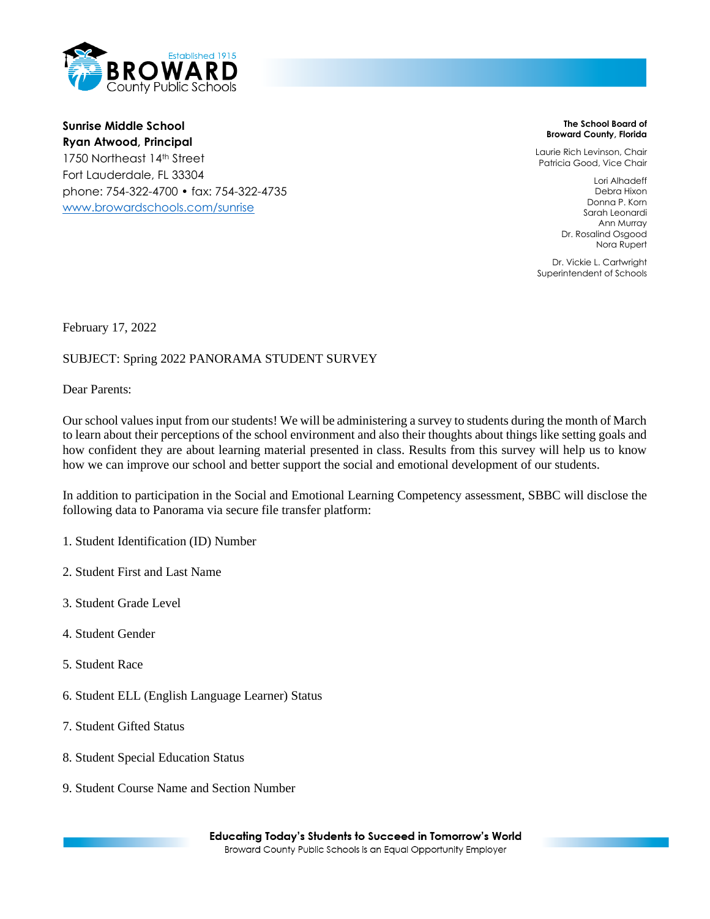Established 1915
**BROWARD** County Public Schools

**Sunrise Middle School**
**Ryan Atwood, Principal**
1750 Northeast 14th Street
Fort Lauderdale, FL 33304
phone: 754-322-4700 • fax: 754-322-4735
www.browardschools.com/sunrise

**The School Board of Broward County, Florida**

Laurie Rich Levinson, Chair
Patricia Good, Vice Chair

Lori Alhadeff
Debra Hixon
Donna P. Korn
Sarah Leonardi
Ann Murray
Dr. Rosalind Osgood
Nora Rupert

Dr. Vickie L. Cartwright
Superintendent of Schools

February 17, 2022

SUBJECT: Spring 2022 PANORAMA STUDENT SURVEY

Dear Parents:

Our school values input from our students! We will be administering a survey to students during the month of March to learn about their perceptions of the school environment and also their thoughts about things like setting goals and how confident they are about learning material presented in class. Results from this survey will help us to know how we can improve our school and better support the social and emotional development of our students.

In addition to participation in the Social and Emotional Learning Competency assessment, SBBC will disclose the following data to Panorama via secure file transfer platform:

1. Student Identification (ID) Number
2. Student First and Last Name
3. Student Grade Level
4. Student Gender
5. Student Race
6. Student ELL (English Language Learner) Status
7. Student Gifted Status
8. Student Special Education Status
9. Student Course Name and Section Number

**Educating Today's Students to Succeed in Tomorrow's World**
Broward County Public Schools is an Equal Opportunity Employer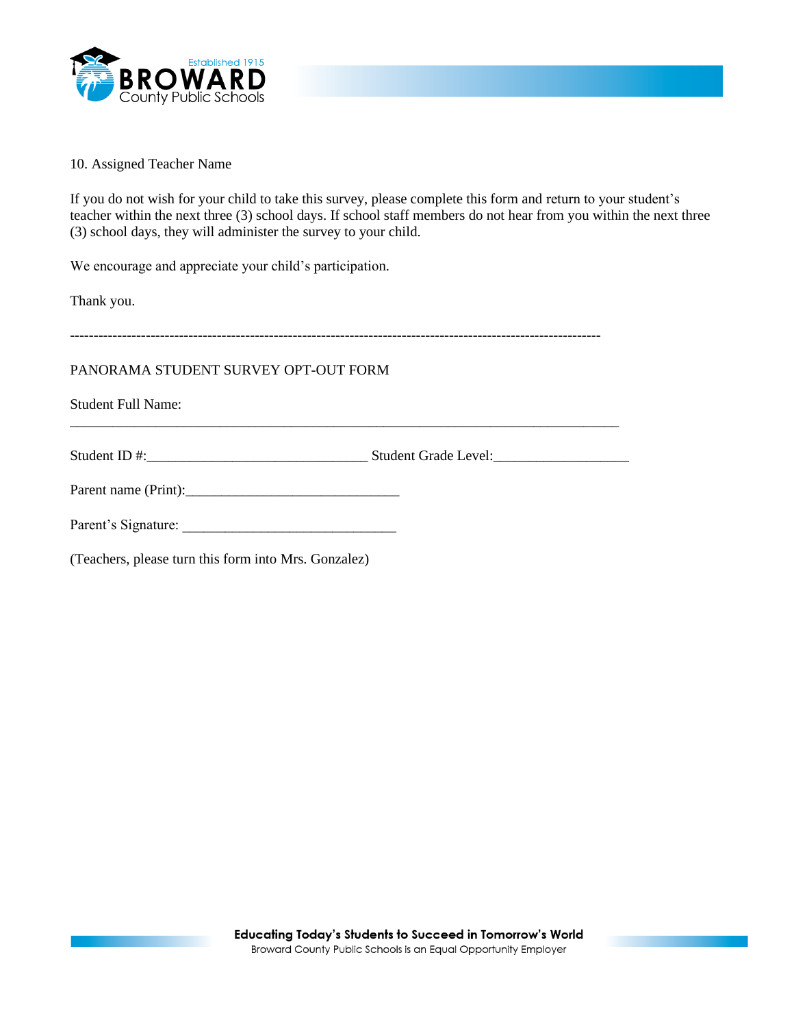10. Assigned Teacher Name

If you do not wish for your child to take this survey, please complete this form and return to your student's teacher within the next three (3) school days. If school staff members do not hear from you within the next three (3) school days, they will administer the survey to your child.

We encourage and appreciate your child's participation.

Thank you.

---

PANORAMA STUDENT SURVEY OPT-OUT FORM

Student Full Name:

______________________________________________________________________________

Student ID #:_______________________________ Student Grade Level:___________________

Parent name (Print):______________________________

Parent's Signature: ______________________________

(Teachers, please turn this form into Mrs. Gonzalez)